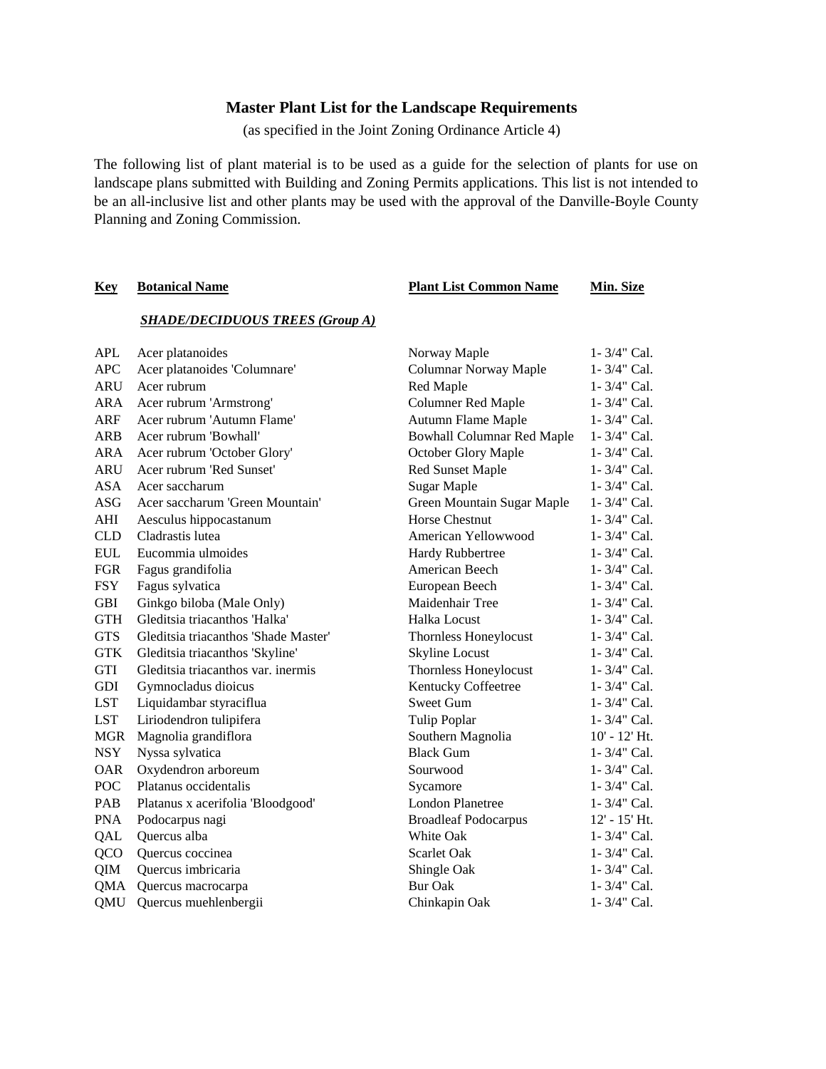## Master Plant List for the Landscape Requirements

(as specified in the Joint Zoning Ordinance Article 4)

The following list of plant material is to be used as a guide for the selection of plants for use on landscape plans submitted with Building and Zoning Permits applications. This list is not intended to be an all-inclusive list and other plants may be used with the approval of the Danville-Boyle County Planning and Zoning Commission.

| Key | Botanical Name | Plant List Common Name | Min. Size |
|---|---|---|---|
| | ***SHADE/DECIDUOUS TREES (Group A)*** | | |
| APL | Acer platanoides | Norway Maple | 1- 3/4" Cal. |
| APC | Acer platanoides 'Columnare' | Columnar Norway Maple | 1- 3/4" Cal. |
| ARU | Acer rubrum | Red Maple | 1- 3/4" Cal. |
| ARA | Acer rubrum 'Armstrong' | Columner Red Maple | 1- 3/4" Cal. |
| ARF | Acer rubrum 'Autumn Flame' | Autumn Flame Maple | 1- 3/4" Cal. |
| ARB | Acer rubrum 'Bowhall' | Bowhall Columnar Red Maple | 1- 3/4" Cal. |
| ARA | Acer rubrum 'October Glory' | October Glory Maple | 1- 3/4" Cal. |
| ARU | Acer rubrum 'Red Sunset' | Red Sunset Maple | 1- 3/4" Cal. |
| ASA | Acer saccharum | Sugar Maple | 1- 3/4" Cal. |
| ASG | Acer saccharum 'Green Mountain' | Green Mountain Sugar Maple | 1- 3/4" Cal. |
| AHI | Aesculus hippocastanum | Horse Chestnut | 1- 3/4" Cal. |
| CLD | Cladrastis lutea | American Yellowwood | 1- 3/4" Cal. |
| EUL | Eucommia ulmoides | Hardy Rubbertree | 1- 3/4" Cal. |
| FGR | Fagus grandifolia | American Beech | 1- 3/4" Cal. |
| FSY | Fagus sylvatica | European Beech | 1- 3/4" Cal. |
| GBI | Ginkgo biloba (Male Only) | Maidenhair Tree | 1- 3/4" Cal. |
| GTH | Gleditsia triacanthos 'Halka' | Halka Locust | 1- 3/4" Cal. |
| GTS | Gleditsia triacanthos 'Shade Master' | Thornless Honeylocust | 1- 3/4" Cal. |
| GTK | Gleditsia triacanthos 'Skyline' | Skyline Locust | 1- 3/4" Cal. |
| GTI | Gleditsia triacanthos var. inermis | Thornless Honeylocust | 1- 3/4" Cal. |
| GDI | Gymnocladus dioicus | Kentucky Coffeetree | 1- 3/4" Cal. |
| LST | Liquidambar styraciflua | Sweet Gum | 1- 3/4" Cal. |
| LST | Liriodendron tulipifera | Tulip Poplar | 1- 3/4" Cal. |
| MGR | Magnolia grandiflora | Southern Magnolia | 10' - 12' Ht. |
| NSY | Nyssa sylvatica | Black Gum | 1- 3/4" Cal. |
| OAR | Oxydendron arboreum | Sourwood | 1- 3/4" Cal. |
| POC | Platanus occidentalis | Sycamore | 1- 3/4" Cal. |
| PAB | Platanus x acerifolia 'Bloodgood' | London Planetree | 1- 3/4" Cal. |
| PNA | Podocarpus nagi | Broadleaf Podocarpus | 12' - 15' Ht. |
| QAL | Quercus alba | White Oak | 1- 3/4" Cal. |
| QCO | Quercus coccinea | Scarlet Oak | 1- 3/4" Cal. |
| QIM | Quercus imbricaria | Shingle Oak | 1- 3/4" Cal. |
| QMA | Quercus macrocarpa | Bur Oak | 1- 3/4" Cal. |
| QMU | Quercus muehlenbergii | Chinkapin Oak | 1- 3/4" Cal. |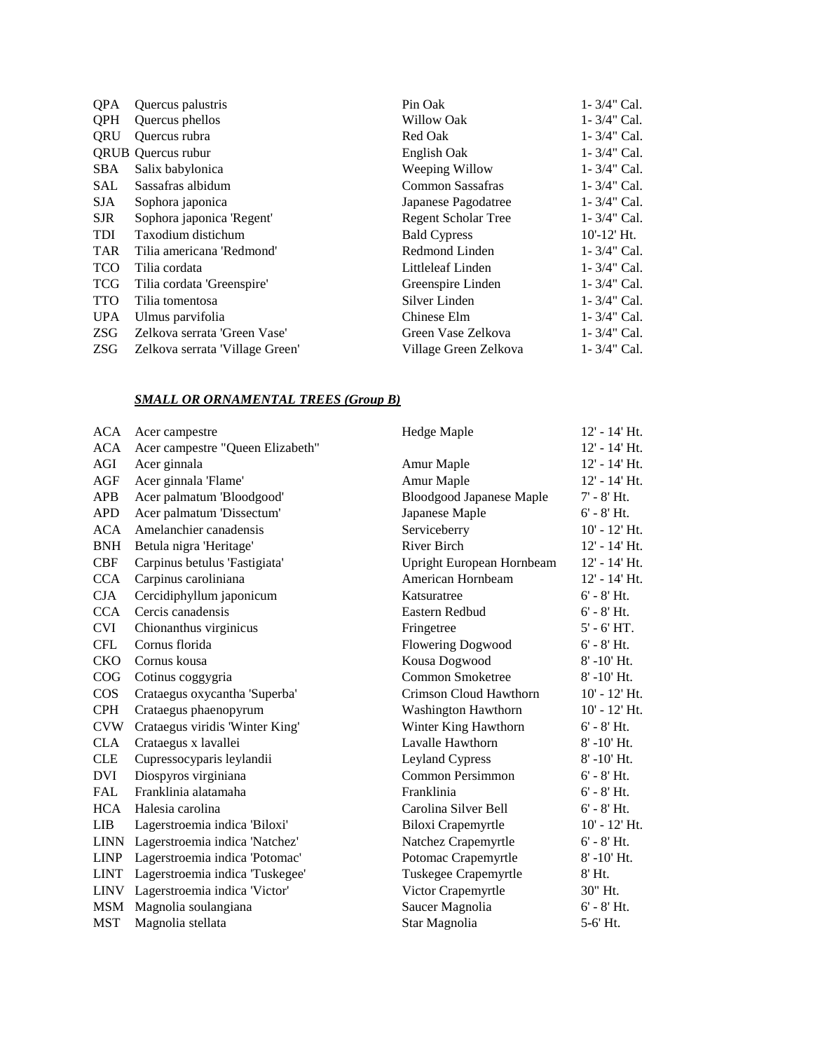| | | | |
|---|---|---|---|
| QPA | Quercus palustris | Pin Oak | 1- 3/4" Cal. |
| QPH | Quercus phellos | Willow Oak | 1- 3/4" Cal. |
| QRU | Quercus rubra | Red Oak | 1- 3/4" Cal. |
| QRUB | Quercus rubur | English Oak | 1- 3/4" Cal. |
| SBA | Salix babylonica | Weeping Willow | 1- 3/4" Cal. |
| SAL | Sassafras albidum | Common Sassafras | 1- 3/4" Cal. |
| SJA | Sophora japonica | Japanese Pagodatree | 1- 3/4" Cal. |
| SJR | Sophora japonica 'Regent' | Regent Scholar Tree | 1- 3/4" Cal. |
| TDI | Taxodium distichum | Bald Cypress | 10'-12' Ht. |
| TAR | Tilia americana 'Redmond' | Redmond Linden | 1- 3/4" Cal. |
| TCO | Tilia cordata | Littleleaf Linden | 1- 3/4" Cal. |
| TCG | Tilia cordata 'Greenspire' | Greenspire Linden | 1- 3/4" Cal. |
| TTO | Tilia tomentosa | Silver Linden | 1- 3/4" Cal. |
| UPA | Ulmus parvifolia | Chinese Elm | 1- 3/4" Cal. |
| ZSG | Zelkova serrata 'Green Vase' | Green Vase Zelkova | 1- 3/4" Cal. |
| ZSG | Zelkova serrata 'Village Green' | Village Green Zelkova | 1- 3/4" Cal. |

***SMALL OR ORNAMENTAL TREES (Group B)***

| | | | |
|---|---|---|---|
| ACA | Acer campestre | Hedge Maple | 12' - 14' Ht. |
| ACA | Acer campestre "Queen Elizabeth" | | 12' - 14' Ht. |
| AGI | Acer ginnala | Amur Maple | 12' - 14' Ht. |
| AGF | Acer ginnala 'Flame' | Amur Maple | 12' - 14' Ht. |
| APB | Acer palmatum 'Bloodgood' | Bloodgood Japanese Maple | 7' - 8' Ht. |
| APD | Acer palmatum 'Dissectum' | Japanese Maple | 6' - 8' Ht. |
| ACA | Amelanchier canadensis | Serviceberry | 10' - 12' Ht. |
| BNH | Betula nigra 'Heritage' | River Birch | 12' - 14' Ht. |
| CBF | Carpinus betulus 'Fastigiata' | Upright European Hornbeam | 12' - 14' Ht. |
| CCA | Carpinus caroliniana | American Hornbeam | 12' - 14' Ht. |
| CJA | Cercidiphyllum japonicum | Katsuratree | 6' - 8' Ht. |
| CCA | Cercis canadensis | Eastern Redbud | 6' - 8' Ht. |
| CVI | Chionanthus virginicus | Fringetree | 5' - 6' HT. |
| CFL | Cornus florida | Flowering Dogwood | 6' - 8' Ht. |
| CKO | Cornus kousa | Kousa Dogwood | 8' -10' Ht. |
| COG | Cotinus coggygria | Common Smoketree | 8' -10' Ht. |
| COS | Crataegus oxycantha 'Superba' | Crimson Cloud Hawthorn | 10' - 12' Ht. |
| CPH | Crataegus phaenopyrum | Washington Hawthorn | 10' - 12' Ht. |
| CVW | Crataegus viridis 'Winter King' | Winter King Hawthorn | 6' - 8' Ht. |
| CLA | Crataegus x lavallei | Lavalle Hawthorn | 8' -10' Ht. |
| CLE | Cupressocyparis leylandii | Leyland Cypress | 8' -10' Ht. |
| DVI | Diospyros virginiana | Common Persimmon | 6' - 8' Ht. |
| FAL | Franklinia alatamaha | Franklinia | 6' - 8' Ht. |
| HCA | Halesia carolina | Carolina Silver Bell | 6' - 8' Ht. |
| LIB | Lagerstroemia indica 'Biloxi' | Biloxi Crapemyrtle | 10' - 12' Ht. |
| LINN | Lagerstroemia indica 'Natchez' | Natchez Crapemyrtle | 6' - 8' Ht. |
| LINP | Lagerstroemia indica 'Potomac' | Potomac Crapemyrtle | 8' -10' Ht. |
| LINT | Lagerstroemia indica 'Tuskegee' | Tuskegee Crapemyrtle | 8' Ht. |
| LINV | Lagerstroemia indica 'Victor' | Victor Crapemyrtle | 30" Ht. |
| MSM | Magnolia soulangiana | Saucer Magnolia | 6' - 8' Ht. |
| MST | Magnolia stellata | Star Magnolia | 5-6' Ht. |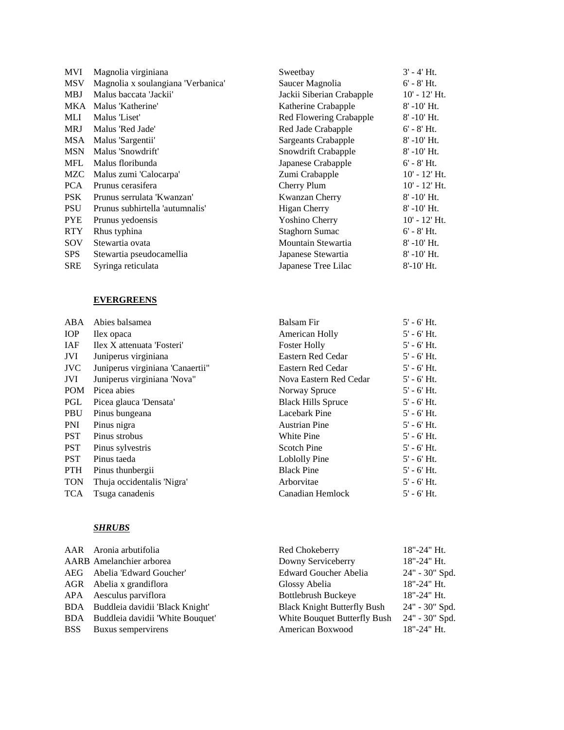| | | | |
|---|---|---|---|
| MVI | Magnolia virginiana | Sweetbay | 3' - 4' Ht. |
| MSV | Magnolia x soulangiana 'Verbanica' | Saucer Magnolia | 6' - 8' Ht. |
| MBJ | Malus baccata 'Jackii' | Jackii Siberian Crabapple | 10' - 12' Ht. |
| MKA | Malus 'Katherine' | Katherine Crabapple | 8' -10' Ht. |
| MLI | Malus 'Liset' | Red Flowering Crabapple | 8' -10' Ht. |
| MRJ | Malus 'Red Jade' | Red Jade Crabapple | 6' - 8' Ht. |
| MSA | Malus 'Sargentii' | Sargeants Crabapple | 8' -10' Ht. |
| MSN | Malus 'Snowdrift' | Snowdrift Crabapple | 8' -10' Ht. |
| MFL | Malus floribunda | Japanese Crabapple | 6' - 8' Ht. |
| MZC | Malus zumi 'Calocarpa' | Zumi Crabapple | 10' - 12' Ht. |
| PCA | Prunus cerasifera | Cherry Plum | 10' - 12' Ht. |
| PSK | Prunus serrulata 'Kwanzan' | Kwanzan Cherry | 8' -10' Ht. |
| PSU | Prunus subhirtella 'autumnalis' | Higan Cherry | 8' -10' Ht. |
| PYE | Prunus yedoensis | Yoshino Cherry | 10' - 12' Ht. |
| RTY | Rhus typhina | Staghorn Sumac | 6' - 8' Ht. |
| SOV | Stewartia ovata | Mountain Stewartia | 8' -10' Ht. |
| SPS | Stewartia pseudocamellia | Japanese Stewartia | 8' -10' Ht. |
| SRE | Syringa reticulata | Japanese Tree Lilac | 8'-10' Ht. |

**<u>EVERGREENS</u>**

| | | | |
|---|---|---|---|
| ABA | Abies balsamea | Balsam Fir | 5' - 6' Ht. |
| IOP | Ilex opaca | American Holly | 5' - 6' Ht. |
| IAF | Ilex X attenuata 'Fosteri' | Foster Holly | 5' - 6' Ht. |
| JVI | Juniperus virginiana | Eastern Red Cedar | 5' - 6' Ht. |
| JVC | Juniperus virginiana 'Canaertii" | Eastern Red Cedar | 5' - 6' Ht. |
| JVI | Juniperus virginiana 'Nova" | Nova Eastern Red Cedar | 5' - 6' Ht. |
| POM | Picea abies | Norway Spruce | 5' - 6' Ht. |
| PGL | Picea glauca 'Densata' | Black Hills Spruce | 5' - 6' Ht. |
| PBU | Pinus bungeana | Lacebark Pine | 5' - 6' Ht. |
| PNI | Pinus nigra | Austrian Pine | 5' - 6' Ht. |
| PST | Pinus strobus | White Pine | 5' - 6' Ht. |
| PST | Pinus sylvestris | Scotch Pine | 5' - 6' Ht. |
| PST | Pinus taeda | Loblolly Pine | 5' - 6' Ht. |
| PTH | Pinus thunbergii | Black Pine | 5' - 6' Ht. |
| TON | Thuja occidentalis 'Nigra' | Arborvitae | 5' - 6' Ht. |
| TCA | Tsuga canadenis | Canadian Hemlock | 5' - 6' Ht. |

***<u>SHRUBS</u>***

| | | | |
|---|---|---|---|
| AAR | Aronia arbutifolia | Red Chokeberry | 18"-24" Ht. |
| AARB | Amelanchier arborea | Downy Serviceberry | 18"-24" Ht. |
| AEG | Abelia 'Edward Goucher' | Edward Goucher Abelia | 24" - 30" Spd. |
| AGR | Abelia x grandiflora | Glossy Abelia | 18"-24" Ht. |
| APA | Aesculus parviflora | Bottlebrush Buckeye | 18"-24" Ht. |
| BDA | Buddleia davidii 'Black Knight' | Black Knight Butterfly Bush | 24" - 30" Spd. |
| BDA | Buddleia davidii 'White Bouquet' | White Bouquet Butterfly Bush | 24" - 30" Spd. |
| BSS | Buxus sempervirens | American Boxwood | 18"-24" Ht. |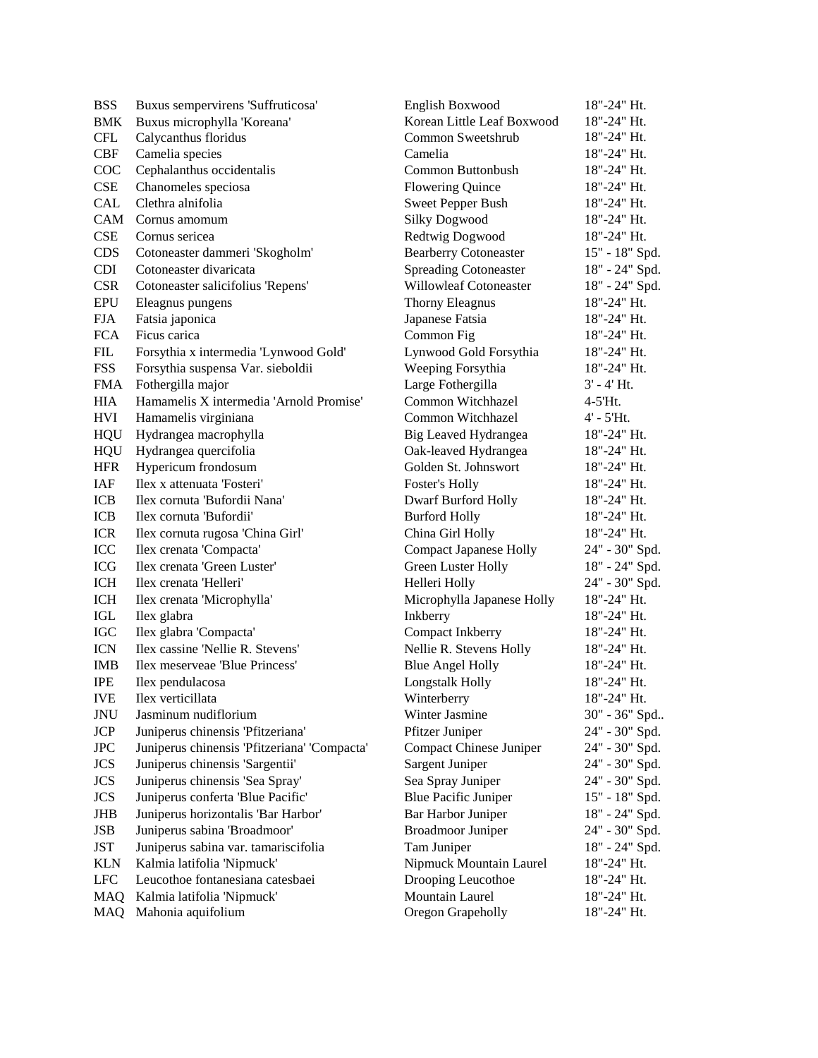| | | | |
|---|---|---|---|
| BSS | Buxus sempervirens 'Suffruticosa' | English Boxwood | 18"-24" Ht. |
| BMK | Buxus microphylla 'Koreana' | Korean Little Leaf Boxwood | 18"-24" Ht. |
| CFL | Calycanthus floridus | Common Sweetshrub | 18"-24" Ht. |
| CBF | Camelia species | Camelia | 18"-24" Ht. |
| COC | Cephalanthus occidentalis | Common Buttonbush | 18"-24" Ht. |
| CSE | Chanomeles speciosa | Flowering Quince | 18"-24" Ht. |
| CAL | Clethra alnifolia | Sweet Pepper Bush | 18"-24" Ht. |
| CAM | Cornus amomum | Silky Dogwood | 18"-24" Ht. |
| CSE | Cornus sericea | Redtwig Dogwood | 18"-24" Ht. |
| CDS | Cotoneaster dammeri 'Skogholm' | Bearberry Cotoneaster | 15" - 18" Spd. |
| CDI | Cotoneaster divaricata | Spreading Cotoneaster | 18" - 24" Spd. |
| CSR | Cotoneaster salicifolius 'Repens' | Willowleaf Cotoneaster | 18" - 24" Spd. |
| EPU | Eleagnus pungens | Thorny Eleagnus | 18"-24" Ht. |
| FJA | Fatsia japonica | Japanese Fatsia | 18"-24" Ht. |
| FCA | Ficus carica | Common Fig | 18"-24" Ht. |
| FIL | Forsythia x intermedia 'Lynwood Gold' | Lynwood Gold Forsythia | 18"-24" Ht. |
| FSS | Forsythia suspensa Var. sieboldii | Weeping Forsythia | 18"-24" Ht. |
| FMA | Fothergilla major | Large Fothergilla | 3' - 4' Ht. |
| HIA | Hamamelis X intermedia 'Arnold Promise' | Common Witchhazel | 4-5'Ht. |
| HVI | Hamamelis virginiana | Common Witchhazel | 4' - 5'Ht. |
| HQU | Hydrangea macrophylla | Big Leaved Hydrangea | 18"-24" Ht. |
| HQU | Hydrangea quercifolia | Oak-leaved Hydrangea | 18"-24" Ht. |
| HFR | Hypericum frondosum | Golden St. Johnswort | 18"-24" Ht. |
| IAF | Ilex x attenuata 'Fosteri' | Foster's Holly | 18"-24" Ht. |
| ICB | Ilex cornuta 'Bufordii Nana' | Dwarf Burford Holly | 18"-24" Ht. |
| ICB | Ilex cornuta 'Bufordii' | Burford Holly | 18"-24" Ht. |
| ICR | Ilex cornuta rugosa 'China Girl' | China Girl Holly | 18"-24" Ht. |
| ICC | Ilex crenata 'Compacta' | Compact Japanese Holly | 24" - 30" Spd. |
| ICG | Ilex crenata 'Green Luster' | Green Luster Holly | 18" - 24" Spd. |
| ICH | Ilex crenata 'Helleri' | Helleri Holly | 24" - 30" Spd. |
| ICH | Ilex crenata 'Microphylla' | Microphylla Japanese Holly | 18"-24" Ht. |
| IGL | Ilex glabra | Inkberry | 18"-24" Ht. |
| IGC | Ilex glabra 'Compacta' | Compact Inkberry | 18"-24" Ht. |
| ICN | Ilex cassine 'Nellie R. Stevens' | Nellie R. Stevens Holly | 18"-24" Ht. |
| IMB | Ilex meserveae 'Blue Princess' | Blue Angel Holly | 18"-24" Ht. |
| IPE | Ilex pendulacosa | Longstalk Holly | 18"-24" Ht. |
| IVE | Ilex verticillata | Winterberry | 18"-24" Ht. |
| JNU | Jasminum nudiflorium | Winter Jasmine | 30" - 36" Spd.. |
| JCP | Juniperus chinensis 'Pfitzeriana' | Pfitzer Juniper | 24" - 30" Spd. |
| JPC | Juniperus chinensis 'Pfitzeriana' 'Compacta' | Compact Chinese Juniper | 24" - 30" Spd. |
| JCS | Juniperus chinensis 'Sargentii' | Sargent Juniper | 24" - 30" Spd. |
| JCS | Juniperus chinensis 'Sea Spray' | Sea Spray Juniper | 24" - 30" Spd. |
| JCS | Juniperus conferta 'Blue Pacific' | Blue Pacific Juniper | 15" - 18" Spd. |
| JHB | Juniperus horizontalis 'Bar Harbor' | Bar Harbor Juniper | 18" - 24" Spd. |
| JSB | Juniperus sabina 'Broadmoor' | Broadmoor Juniper | 24" - 30" Spd. |
| JST | Juniperus sabina var. tamariscifolia | Tam Juniper | 18" - 24" Spd. |
| KLN | Kalmia latifolia 'Nipmuck' | Nipmuck Mountain Laurel | 18"-24" Ht. |
| LFC | Leucothoe fontanesiana catesbaei | Drooping Leucothoe | 18"-24" Ht. |
| MAQ | Kalmia latifolia 'Nipmuck' | Mountain Laurel | 18"-24" Ht. |
| MAQ | Mahonia aquifolium | Oregon Grapeholly | 18"-24" Ht. |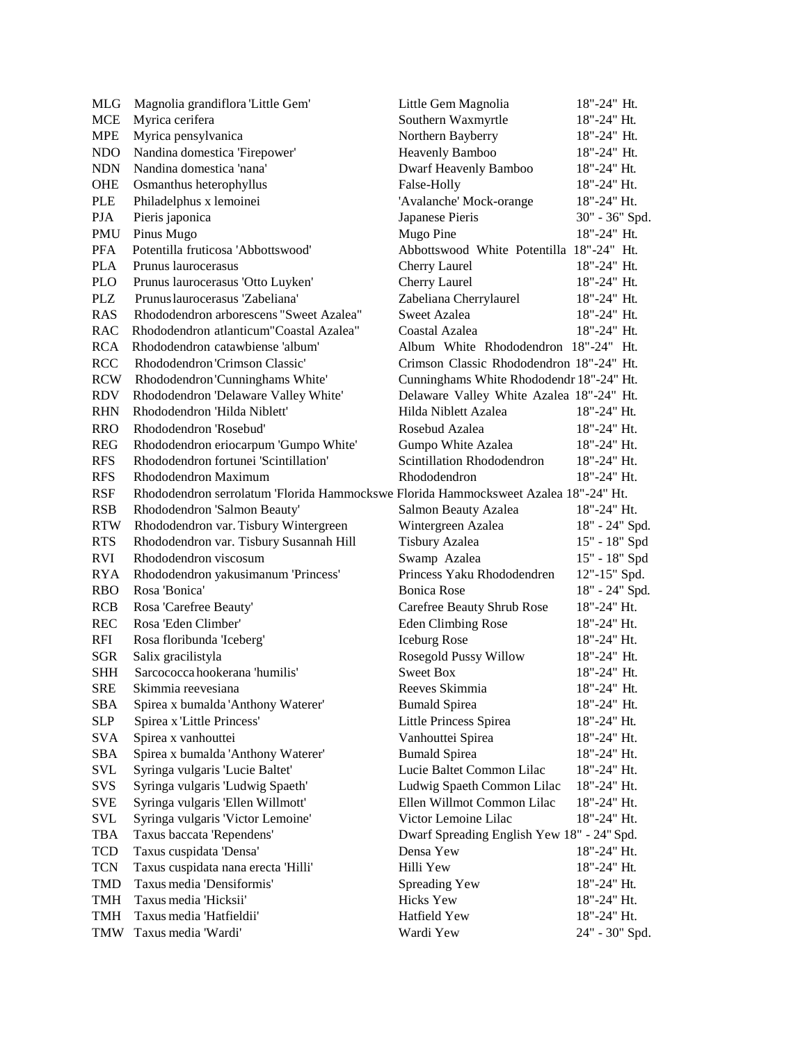| | | | |
|---|---|---|---|
| MLG | Magnolia grandiflora 'Little Gem' | Little Gem Magnolia | 18"-24" Ht. |
| MCE | Myrica cerifera | Southern Waxmyrtle | 18"-24" Ht. |
| MPE | Myrica pensylvanica | Northern Bayberry | 18"-24" Ht. |
| NDO | Nandina domestica 'Firepower' | Heavenly Bamboo | 18"-24" Ht. |
| NDN | Nandina domestica 'nana' | Dwarf Heavenly Bamboo | 18"-24" Ht. |
| OHE | Osmanthus heterophyllus | False-Holly | 18"-24" Ht. |
| PLE | Philadelphus x lemoinei | 'Avalanche' Mock-orange | 18"-24" Ht. |
| PJA | Pieris japonica | Japanese Pieris | 30" - 36" Spd. |
| PMU | Pinus Mugo | Mugo Pine | 18"-24" Ht. |
| PFA | Potentilla fruticosa 'Abbottswood' | Abbottswood White Potentilla | 18"-24" Ht. |
| PLA | Prunus laurocerasus | Cherry Laurel | 18"-24" Ht. |
| PLO | Prunus laurocerasus 'Otto Luyken' | Cherry Laurel | 18"-24" Ht. |
| PLZ | Prunus laurocerasus 'Zabeliana' | Zabeliana Cherrylaurel | 18"-24" Ht. |
| RAS | Rhododendron arborescens "Sweet Azalea" | Sweet Azalea | 18"-24" Ht. |
| RAC | Rhododendron atlanticum"Coastal Azalea" | Coastal Azalea | 18"-24" Ht. |
| RCA | Rhododendron catawbiense 'album' | Album White Rhododendron | 18"-24" Ht. |
| RCC | Rhododendron 'Crimson Classic' | Crimson Classic Rhododendron | 18"-24" Ht. |
| RCW | Rhododendron 'Cunninghams White' | Cunninghams White Rhododendr | 18"-24" Ht. |
| RDV | Rhododendron 'Delaware Valley White' | Delaware Valley White Azalea | 18"-24" Ht. |
| RHN | Rhododendron 'Hilda Niblett' | Hilda Niblett Azalea | 18"-24" Ht. |
| RRO | Rhododendron 'Rosebud' | Rosebud Azalea | 18"-24" Ht. |
| REG | Rhododendron eriocarpum 'Gumpo White' | Gumpo White Azalea | 18"-24" Ht. |
| RFS | Rhododendron fortunei 'Scintillation' | Scintillation Rhododendron | 18"-24" Ht. |
| RFS | Rhododendron Maximum | Rhododendron | 18"-24" Ht. |
| RSF | Rhododendron serrolatum 'Florida Hammockswe | Florida Hammocksweet Azalea | 18"-24" Ht. |
| RSB | Rhododendron 'Salmon Beauty' | Salmon Beauty Azalea | 18"-24" Ht. |
| RTW | Rhododendron var. Tisbury Wintergreen | Wintergreen Azalea | 18" - 24" Spd. |
| RTS | Rhododendron var. Tisbury Susannah Hill | Tisbury Azalea | 15" - 18" Spd |
| RVI | Rhododendron viscosum | Swamp Azalea | 15" - 18" Spd |
| RYA | Rhododendron yakusimanum 'Princess' | Princess Yaku Rhododendren | 12"-15" Spd. |
| RBO | Rosa 'Bonica' | Bonica Rose | 18" - 24" Spd. |
| RCB | Rosa 'Carefree Beauty' | Carefree Beauty Shrub Rose | 18"-24" Ht. |
| REC | Rosa 'Eden Climber' | Eden Climbing Rose | 18"-24" Ht. |
| RFI | Rosa floribunda 'Iceberg' | Iceburg Rose | 18"-24" Ht. |
| SGR | Salix gracilistyla | Rosegold Pussy Willow | 18"-24" Ht. |
| SHH | Sarcococca hookerana 'humilis' | Sweet Box | 18"-24" Ht. |
| SRE | Skimmia reevesiana | Reeves Skimmia | 18"-24" Ht. |
| SBA | Spirea x bumalda 'Anthony Waterer' | Bumald Spirea | 18"-24" Ht. |
| SLP | Spirea x 'Little Princess' | Little Princess Spirea | 18"-24" Ht. |
| SVA | Spirea x vanhouttei | Vanhouttei Spirea | 18"-24" Ht. |
| SBA | Spirea x bumalda 'Anthony Waterer' | Bumald Spirea | 18"-24" Ht. |
| SVL | Syringa vulgaris 'Lucie Baltet' | Lucie Baltet Common Lilac | 18"-24" Ht. |
| SVS | Syringa vulgaris 'Ludwig Spaeth' | Ludwig Spaeth Common Lilac | 18"-24" Ht. |
| SVE | Syringa vulgaris 'Ellen Willmott' | Ellen Willmot Common Lilac | 18"-24" Ht. |
| SVL | Syringa vulgaris 'Victor Lemoine' | Victor Lemoine Lilac | 18"-24" Ht. |
| TBA | Taxus baccata 'Rependens' | Dwarf Spreading English Yew | 18" - 24" Spd. |
| TCD | Taxus cuspidata 'Densa' | Densa Yew | 18"-24" Ht. |
| TCN | Taxus cuspidata nana erecta 'Hilli' | Hilli Yew | 18"-24" Ht. |
| TMD | Taxus media 'Densiformis' | Spreading Yew | 18"-24" Ht. |
| TMH | Taxus media 'Hicksii' | Hicks Yew | 18"-24" Ht. |
| TMH | Taxus media 'Hatfieldii' | Hatfield Yew | 18"-24" Ht. |
| TMW | Taxus media 'Wardi' | Wardi Yew | 24" - 30" Spd. |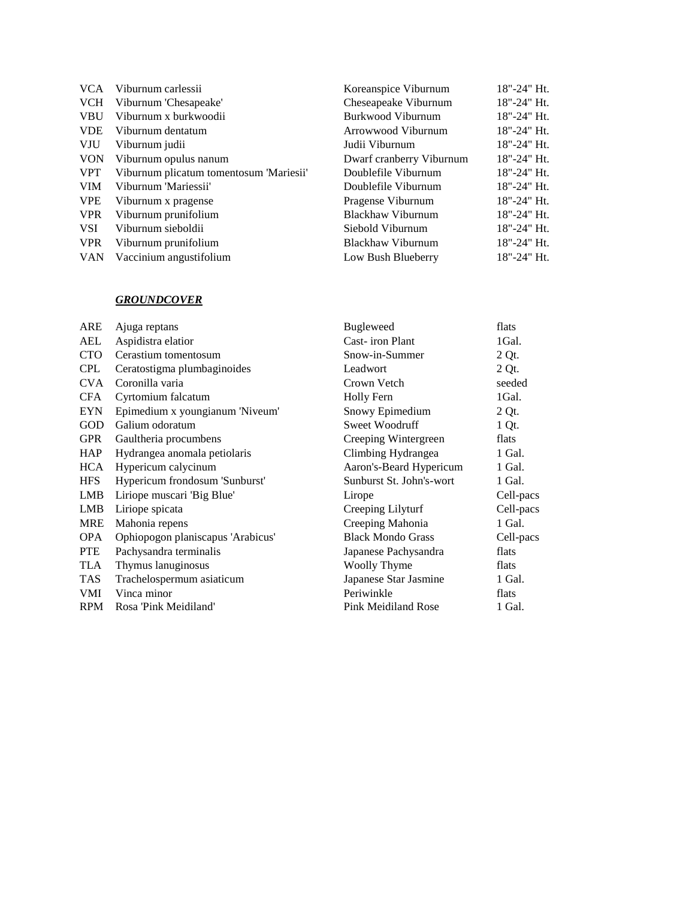| | | | |
|---|---|---|---|
| VCA | Viburnum carlessii | Koreanspice Viburnum | 18"-24" Ht. |
| VCH | Viburnum 'Chesapeake' | Cheseapeake Viburnum | 18"-24" Ht. |
| VBU | Viburnum x burkwoodii | Burkwood Viburnum | 18"-24" Ht. |
| VDE | Viburnum dentatum | Arrowwood Viburnum | 18"-24" Ht. |
| VJU | Viburnum judii | Judii Viburnum | 18"-24" Ht. |
| VON | Viburnum opulus nanum | Dwarf cranberry Viburnum | 18"-24" Ht. |
| VPT | Viburnum plicatum tomentosum 'Mariesii' | Doublefile Viburnum | 18"-24" Ht. |
| VIM | Viburnum 'Mariessii' | Doublefile Viburnum | 18"-24" Ht. |
| VPE | Viburnum x pragense | Pragense Viburnum | 18"-24" Ht. |
| VPR | Viburnum prunifolium | Blackhaw Viburnum | 18"-24" Ht. |
| VSI | Viburnum sieboldii | Siebold Viburnum | 18"-24" Ht. |
| VPR | Viburnum prunifolium | Blackhaw Viburnum | 18"-24" Ht. |
| VAN | Vaccinium angustifolium | Low Bush Blueberry | 18"-24" Ht. |

***GROUNDCOVER***

| | | | |
|---|---|---|---|
| ARE | Ajuga reptans | Bugleweed | flats |
| AEL | Aspidistra elatior | Cast- iron Plant | 1Gal. |
| CTO | Cerastium tomentosum | Snow-in-Summer | 2 Qt. |
| CPL | Ceratostigma plumbaginoides | Leadwort | 2 Qt. |
| CVA | Coronilla varia | Crown Vetch | seeded |
| CFA | Cyrtomium falcatum | Holly Fern | 1Gal. |
| EYN | Epimedium x youngianum 'Niveum' | Snowy Epimedium | 2 Qt. |
| GOD | Galium odoratum | Sweet Woodruff | 1 Qt. |
| GPR | Gaultheria procumbens | Creeping Wintergreen | flats |
| HAP | Hydrangea anomala petiolaris | Climbing Hydrangea | 1 Gal. |
| HCA | Hypericum calycinum | Aaron's-Beard Hypericum | 1 Gal. |
| HFS | Hypericum frondosum 'Sunburst' | Sunburst St. John's-wort | 1 Gal. |
| LMB | Liriope muscari 'Big Blue' | Lirope | Cell-pacs |
| LMB | Liriope spicata | Creeping Lilyturf | Cell-pacs |
| MRE | Mahonia repens | Creeping Mahonia | 1 Gal. |
| OPA | Ophiopogon planiscapus 'Arabicus' | Black Mondo Grass | Cell-pacs |
| PTE | Pachysandra terminalis | Japanese Pachysandra | flats |
| TLA | Thymus lanuginosus | Woolly Thyme | flats |
| TAS | Trachelospermum asiaticum | Japanese Star Jasmine | 1 Gal. |
| VMI | Vinca minor | Periwinkle | flats |
| RPM | Rosa 'Pink Meidiland' | Pink Meidiland Rose | 1 Gal. |